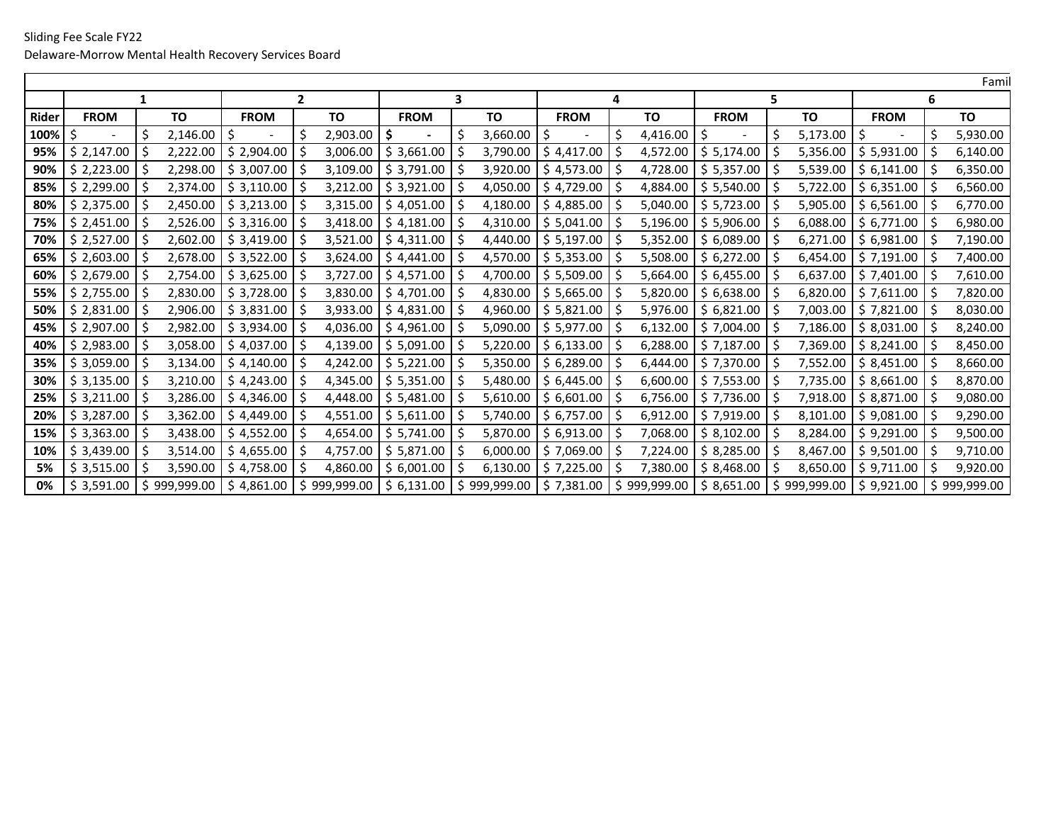Sliding Fee Scale FY22

Delaware-Morrow Mental Health Recovery Services Board

| | Famil | | | | | | | | | | | |
|---|---|---|---|---|---|---|---|---|---|---|---|---|
| | 1 | | 2 | | 3 | | 4 | | 5 | | 6 | |
| **Rider** | **FROM** | **TO** | **FROM** | **TO** | **FROM** | **TO** | **FROM** | **TO** | **FROM** | **TO** | **FROM** | **TO** |
| **100%** | $ - | $ 2,146.00 | $ - | $ 2,903.00 | **$ -** | $ 3,660.00 | $ - | $ 4,416.00 | $ - | $ 5,173.00 | $ - | $ 5,930.00 |
| **95%** | $ 2,147.00 | $ 2,222.00 | $ 2,904.00 | $ 3,006.00 | $ 3,661.00 | $ 3,790.00 | $ 4,417.00 | $ 4,572.00 | $ 5,174.00 | $ 5,356.00 | $ 5,931.00 | $ 6,140.00 |
| **90%** | $ 2,223.00 | $ 2,298.00 | $ 3,007.00 | $ 3,109.00 | $ 3,791.00 | $ 3,920.00 | $ 4,573.00 | $ 4,728.00 | $ 5,357.00 | $ 5,539.00 | $ 6,141.00 | $ 6,350.00 |
| **85%** | $ 2,299.00 | $ 2,374.00 | $ 3,110.00 | $ 3,212.00 | $ 3,921.00 | $ 4,050.00 | $ 4,729.00 | $ 4,884.00 | $ 5,540.00 | $ 5,722.00 | $ 6,351.00 | $ 6,560.00 |
| **80%** | $ 2,375.00 | $ 2,450.00 | $ 3,213.00 | $ 3,315.00 | $ 4,051.00 | $ 4,180.00 | $ 4,885.00 | $ 5,040.00 | $ 5,723.00 | $ 5,905.00 | $ 6,561.00 | $ 6,770.00 |
| **75%** | $ 2,451.00 | $ 2,526.00 | $ 3,316.00 | $ 3,418.00 | $ 4,181.00 | $ 4,310.00 | $ 5,041.00 | $ 5,196.00 | $ 5,906.00 | $ 6,088.00 | $ 6,771.00 | $ 6,980.00 |
| **70%** | $ 2,527.00 | $ 2,602.00 | $ 3,419.00 | $ 3,521.00 | $ 4,311.00 | $ 4,440.00 | $ 5,197.00 | $ 5,352.00 | $ 6,089.00 | $ 6,271.00 | $ 6,981.00 | $ 7,190.00 |
| **65%** | $ 2,603.00 | $ 2,678.00 | $ 3,522.00 | $ 3,624.00 | $ 4,441.00 | $ 4,570.00 | $ 5,353.00 | $ 5,508.00 | $ 6,272.00 | $ 6,454.00 | $ 7,191.00 | $ 7,400.00 |
| **60%** | $ 2,679.00 | $ 2,754.00 | $ 3,625.00 | $ 3,727.00 | $ 4,571.00 | $ 4,700.00 | $ 5,509.00 | $ 5,664.00 | $ 6,455.00 | $ 6,637.00 | $ 7,401.00 | $ 7,610.00 |
| **55%** | $ 2,755.00 | $ 2,830.00 | $ 3,728.00 | $ 3,830.00 | $ 4,701.00 | $ 4,830.00 | $ 5,665.00 | $ 5,820.00 | $ 6,638.00 | $ 6,820.00 | $ 7,611.00 | $ 7,820.00 |
| **50%** | $ 2,831.00 | $ 2,906.00 | $ 3,831.00 | $ 3,933.00 | $ 4,831.00 | $ 4,960.00 | $ 5,821.00 | $ 5,976.00 | $ 6,821.00 | $ 7,003.00 | $ 7,821.00 | $ 8,030.00 |
| **45%** | $ 2,907.00 | $ 2,982.00 | $ 3,934.00 | $ 4,036.00 | $ 4,961.00 | $ 5,090.00 | $ 5,977.00 | $ 6,132.00 | $ 7,004.00 | $ 7,186.00 | $ 8,031.00 | $ 8,240.00 |
| **40%** | $ 2,983.00 | $ 3,058.00 | $ 4,037.00 | $ 4,139.00 | $ 5,091.00 | $ 5,220.00 | $ 6,133.00 | $ 6,288.00 | $ 7,187.00 | $ 7,369.00 | $ 8,241.00 | $ 8,450.00 |
| **35%** | $ 3,059.00 | $ 3,134.00 | $ 4,140.00 | $ 4,242.00 | $ 5,221.00 | $ 5,350.00 | $ 6,289.00 | $ 6,444.00 | $ 7,370.00 | $ 7,552.00 | $ 8,451.00 | $ 8,660.00 |
| **30%** | $ 3,135.00 | $ 3,210.00 | $ 4,243.00 | $ 4,345.00 | $ 5,351.00 | $ 5,480.00 | $ 6,445.00 | $ 6,600.00 | $ 7,553.00 | $ 7,735.00 | $ 8,661.00 | $ 8,870.00 |
| **25%** | $ 3,211.00 | $ 3,286.00 | $ 4,346.00 | $ 4,448.00 | $ 5,481.00 | $ 5,610.00 | $ 6,601.00 | $ 6,756.00 | $ 7,736.00 | $ 7,918.00 | $ 8,871.00 | $ 9,080.00 |
| **20%** | $ 3,287.00 | $ 3,362.00 | $ 4,449.00 | $ 4,551.00 | $ 5,611.00 | $ 5,740.00 | $ 6,757.00 | $ 6,912.00 | $ 7,919.00 | $ 8,101.00 | $ 9,081.00 | $ 9,290.00 |
| **15%** | $ 3,363.00 | $ 3,438.00 | $ 4,552.00 | $ 4,654.00 | $ 5,741.00 | $ 5,870.00 | $ 6,913.00 | $ 7,068.00 | $ 8,102.00 | $ 8,284.00 | $ 9,291.00 | $ 9,500.00 |
| **10%** | $ 3,439.00 | $ 3,514.00 | $ 4,655.00 | $ 4,757.00 | $ 5,871.00 | $ 6,000.00 | $ 7,069.00 | $ 7,224.00 | $ 8,285.00 | $ 8,467.00 | $ 9,501.00 | $ 9,710.00 |
| **5%** | $ 3,515.00 | $ 3,590.00 | $ 4,758.00 | $ 4,860.00 | $ 6,001.00 | $ 6,130.00 | $ 7,225.00 | $ 7,380.00 | $ 8,468.00 | $ 8,650.00 | $ 9,711.00 | $ 9,920.00 |
| **0%** | $ 3,591.00 | $ 999,999.00 | $ 4,861.00 | $ 999,999.00 | $ 6,131.00 | $ 999,999.00 | $ 7,381.00 | $ 999,999.00 | $ 8,651.00 | $ 999,999.00 | $ 9,921.00 | $ 999,999.00 |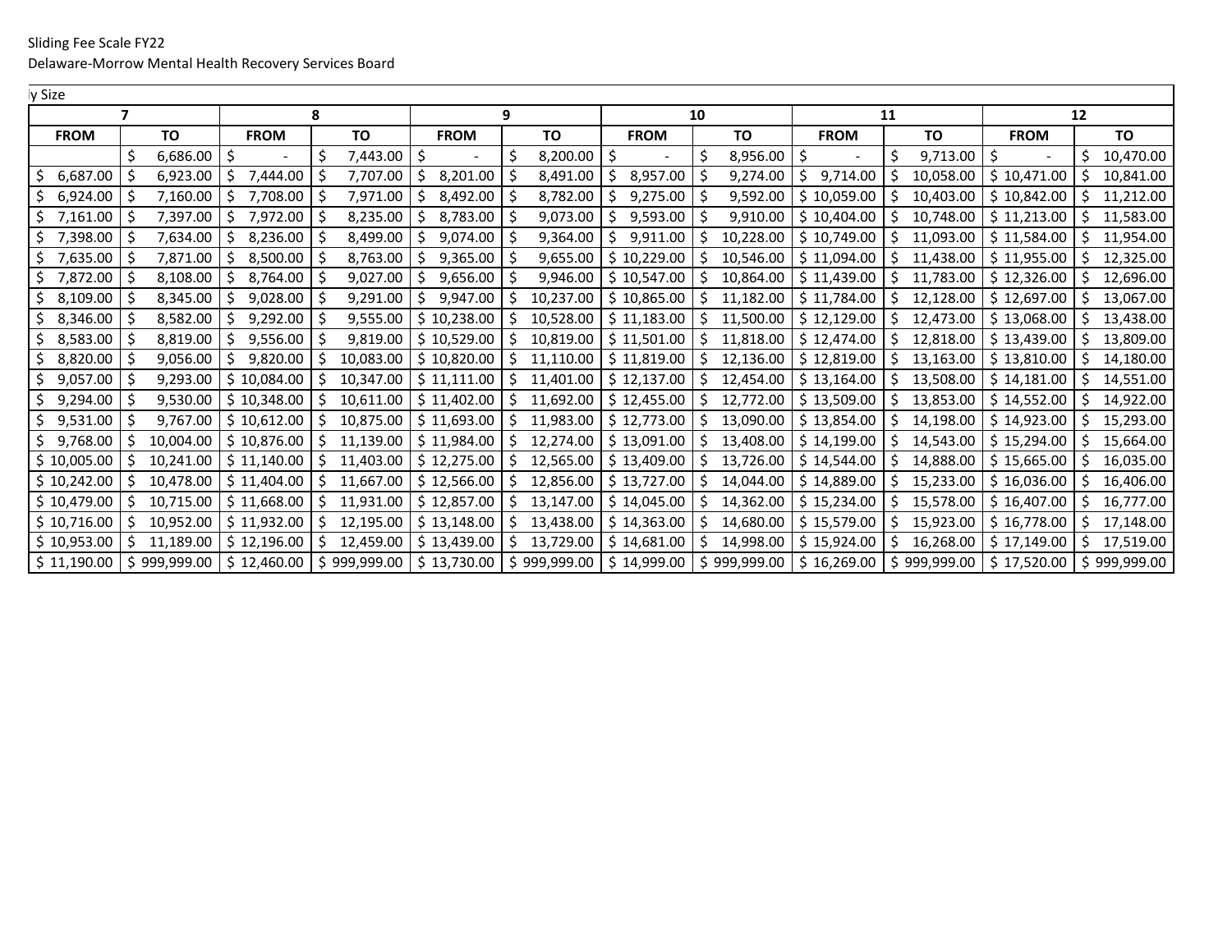Sliding Fee Scale FY22

Delaware-Morrow Mental Health Recovery Services Board

| ly Size | | | | | | | | | | | |
|---|---|---|---|---|---|---|---|---|---|---|---|
| 7 | | 8 | | 9 | | 10 | | 11 | | 12 | |
| FROM | TO | FROM | TO | FROM | TO | FROM | TO | FROM | TO | FROM | TO |
| | $ 6,686.00 | $ - | $ 7,443.00 | $ - | $ 8,200.00 | $ - | $ 8,956.00 | $ - | $ 9,713.00 | $ - | $ 10,470.00 |
| $ 6,687.00 | $ 6,923.00 | $ 7,444.00 | $ 7,707.00 | $ 8,201.00 | $ 8,491.00 | $ 8,957.00 | $ 9,274.00 | $ 9,714.00 | $ 10,058.00 | $ 10,471.00 | $ 10,841.00 |
| $ 6,924.00 | $ 7,160.00 | $ 7,708.00 | $ 7,971.00 | $ 8,492.00 | $ 8,782.00 | $ 9,275.00 | $ 9,592.00 | $ 10,059.00 | $ 10,403.00 | $ 10,842.00 | $ 11,212.00 |
| $ 7,161.00 | $ 7,397.00 | $ 7,972.00 | $ 8,235.00 | $ 8,783.00 | $ 9,073.00 | $ 9,593.00 | $ 9,910.00 | $ 10,404.00 | $ 10,748.00 | $ 11,213.00 | $ 11,583.00 |
| $ 7,398.00 | $ 7,634.00 | $ 8,236.00 | $ 8,499.00 | $ 9,074.00 | $ 9,364.00 | $ 9,911.00 | $ 10,228.00 | $ 10,749.00 | $ 11,093.00 | $ 11,584.00 | $ 11,954.00 |
| $ 7,635.00 | $ 7,871.00 | $ 8,500.00 | $ 8,763.00 | $ 9,365.00 | $ 9,655.00 | $ 10,229.00 | $ 10,546.00 | $ 11,094.00 | $ 11,438.00 | $ 11,955.00 | $ 12,325.00 |
| $ 7,872.00 | $ 8,108.00 | $ 8,764.00 | $ 9,027.00 | $ 9,656.00 | $ 9,946.00 | $ 10,547.00 | $ 10,864.00 | $ 11,439.00 | $ 11,783.00 | $ 12,326.00 | $ 12,696.00 |
| $ 8,109.00 | $ 8,345.00 | $ 9,028.00 | $ 9,291.00 | $ 9,947.00 | $ 10,237.00 | $ 10,865.00 | $ 11,182.00 | $ 11,784.00 | $ 12,128.00 | $ 12,697.00 | $ 13,067.00 |
| $ 8,346.00 | $ 8,582.00 | $ 9,292.00 | $ 9,555.00 | $ 10,238.00 | $ 10,528.00 | $ 11,183.00 | $ 11,500.00 | $ 12,129.00 | $ 12,473.00 | $ 13,068.00 | $ 13,438.00 |
| $ 8,583.00 | $ 8,819.00 | $ 9,556.00 | $ 9,819.00 | $ 10,529.00 | $ 10,819.00 | $ 11,501.00 | $ 11,818.00 | $ 12,474.00 | $ 12,818.00 | $ 13,439.00 | $ 13,809.00 |
| $ 8,820.00 | $ 9,056.00 | $ 9,820.00 | $ 10,083.00 | $ 10,820.00 | $ 11,110.00 | $ 11,819.00 | $ 12,136.00 | $ 12,819.00 | $ 13,163.00 | $ 13,810.00 | $ 14,180.00 |
| $ 9,057.00 | $ 9,293.00 | $ 10,084.00 | $ 10,347.00 | $ 11,111.00 | $ 11,401.00 | $ 12,137.00 | $ 12,454.00 | $ 13,164.00 | $ 13,508.00 | $ 14,181.00 | $ 14,551.00 |
| $ 9,294.00 | $ 9,530.00 | $ 10,348.00 | $ 10,611.00 | $ 11,402.00 | $ 11,692.00 | $ 12,455.00 | $ 12,772.00 | $ 13,509.00 | $ 13,853.00 | $ 14,552.00 | $ 14,922.00 |
| $ 9,531.00 | $ 9,767.00 | $ 10,612.00 | $ 10,875.00 | $ 11,693.00 | $ 11,983.00 | $ 12,773.00 | $ 13,090.00 | $ 13,854.00 | $ 14,198.00 | $ 14,923.00 | $ 15,293.00 |
| $ 9,768.00 | $ 10,004.00 | $ 10,876.00 | $ 11,139.00 | $ 11,984.00 | $ 12,274.00 | $ 13,091.00 | $ 13,408.00 | $ 14,199.00 | $ 14,543.00 | $ 15,294.00 | $ 15,664.00 |
| $ 10,005.00 | $ 10,241.00 | $ 11,140.00 | $ 11,403.00 | $ 12,275.00 | $ 12,565.00 | $ 13,409.00 | $ 13,726.00 | $ 14,544.00 | $ 14,888.00 | $ 15,665.00 | $ 16,035.00 |
| $ 10,242.00 | $ 10,478.00 | $ 11,404.00 | $ 11,667.00 | $ 12,566.00 | $ 12,856.00 | $ 13,727.00 | $ 14,044.00 | $ 14,889.00 | $ 15,233.00 | $ 16,036.00 | $ 16,406.00 |
| $ 10,479.00 | $ 10,715.00 | $ 11,668.00 | $ 11,931.00 | $ 12,857.00 | $ 13,147.00 | $ 14,045.00 | $ 14,362.00 | $ 15,234.00 | $ 15,578.00 | $ 16,407.00 | $ 16,777.00 |
| $ 10,716.00 | $ 10,952.00 | $ 11,932.00 | $ 12,195.00 | $ 13,148.00 | $ 13,438.00 | $ 14,363.00 | $ 14,680.00 | $ 15,579.00 | $ 15,923.00 | $ 16,778.00 | $ 17,148.00 |
| $ 10,953.00 | $ 11,189.00 | $ 12,196.00 | $ 12,459.00 | $ 13,439.00 | $ 13,729.00 | $ 14,681.00 | $ 14,998.00 | $ 15,924.00 | $ 16,268.00 | $ 17,149.00 | $ 17,519.00 |
| $ 11,190.00 | $ 999,999.00 | $ 12,460.00 | $ 999,999.00 | $ 13,730.00 | $ 999,999.00 | $ 14,999.00 | $ 999,999.00 | $ 16,269.00 | $ 999,999.00 | $ 17,520.00 | $ 999,999.00 |